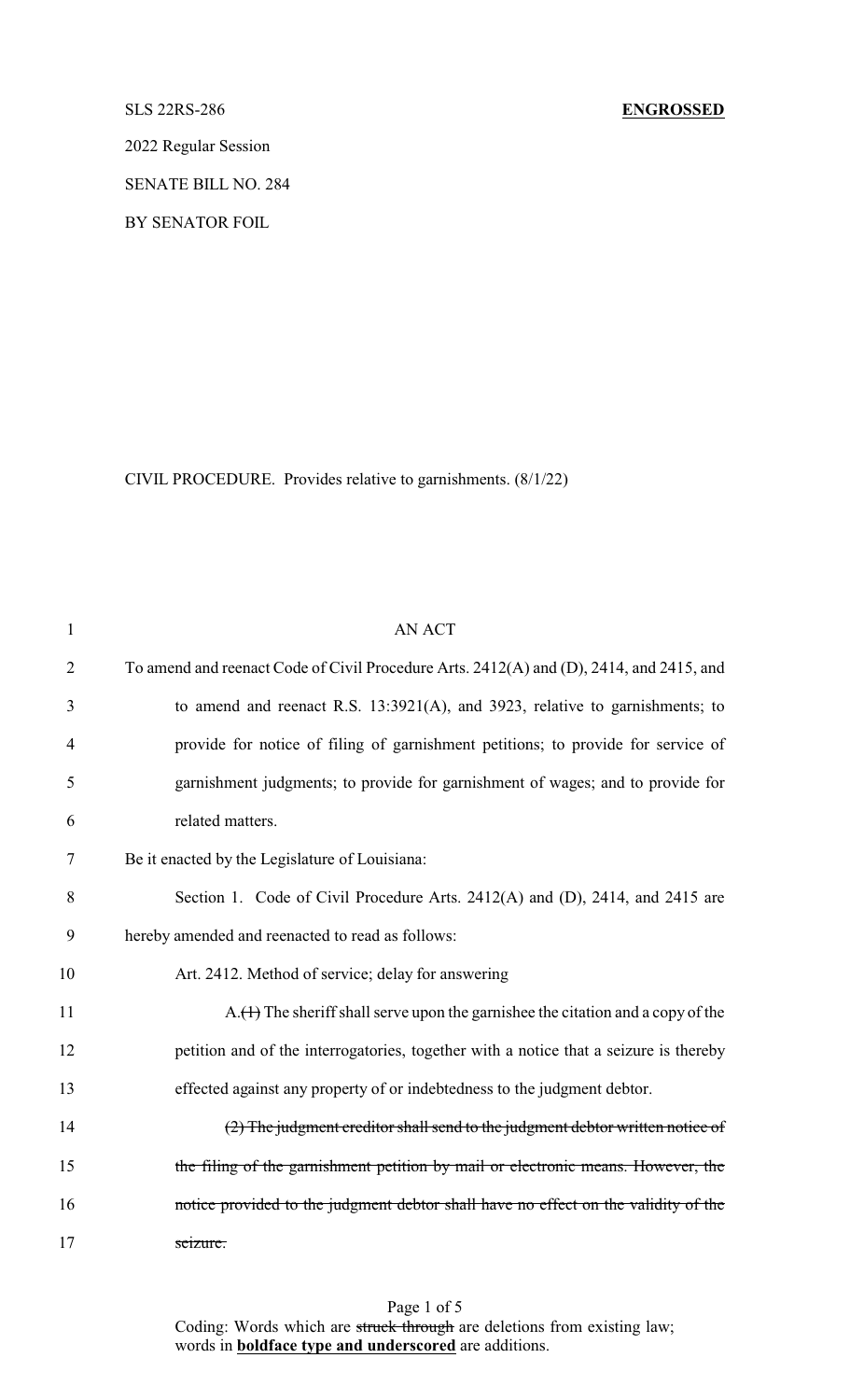SLS 22RS-286 **ENGROSSED**

2022 Regular Session

SENATE BILL NO. 284

BY SENATOR FOIL

CIVIL PROCEDURE. Provides relative to garnishments. (8/1/22)

AN ACT

To amend and reenact Code of Civil Procedure Arts. 2412(A) and (D), 2414, and 2415, and to amend and reenact R.S. 13:3921(A), and 3923, relative to garnishments; to provide for notice of filing of garnishment petitions; to provide for service of garnishment judgments; to provide for garnishment of wages; and to provide for related matters.

Be it enacted by the Legislature of Louisiana:

Section 1. Code of Civil Procedure Arts. 2412(A) and (D), 2414, and 2415 are hereby amended and reenacted to read as follows:

Art. 2412. Method of service; delay for answering

A.~~(1)~~ The sheriff shall serve upon the garnishee the citation and a copy of the petition and of the interrogatories, together with a notice that a seizure is thereby effected against any property of or indebtedness to the judgment debtor.

~~(2) The judgment creditor shall send to the judgment debtor written notice of the filing of the garnishment petition by mail or electronic means. However, the notice provided to the judgment debtor shall have no effect on the validity of the seizure.~~

Coding: Words which are ~~struck through~~ are deletions from existing law; words in **boldface type and underscored** are additions.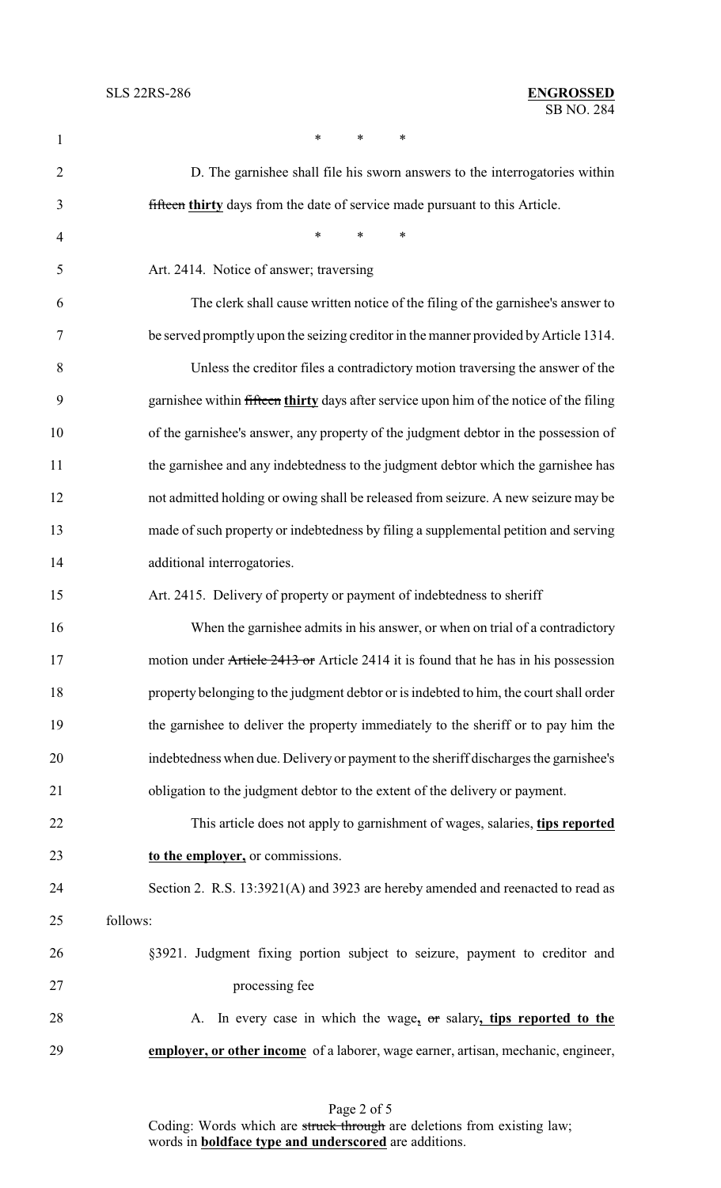\*        \*        \*

D. The garnishee shall file his sworn answers to the interrogatories within ~~fifteen~~ **thirty** days from the date of service made pursuant to this Article.

\*        \*        \*

Art. 2414. Notice of answer; traversing

The clerk shall cause written notice of the filing of the garnishee's answer to be served promptly upon the seizing creditor in the manner provided by Article 1314.

Unless the creditor files a contradictory motion traversing the answer of the garnishee within ~~fifteen~~ **thirty** days after service upon him of the notice of the filing of the garnishee's answer, any property of the judgment debtor in the possession of the garnishee and any indebtedness to the judgment debtor which the garnishee has not admitted holding or owing shall be released from seizure. A new seizure may be made of such property or indebtedness by filing a supplemental petition and serving additional interrogatories.

Art. 2415. Delivery of property or payment of indebtedness to sheriff

When the garnishee admits in his answer, or when on trial of a contradictory motion under ~~Article 2413 or~~ Article 2414 it is found that he has in his possession property belonging to the judgment debtor or is indebted to him, the court shall order the garnishee to deliver the property immediately to the sheriff or to pay him the indebtedness when due. Delivery or payment to the sheriff discharges the garnishee's obligation to the judgment debtor to the extent of the delivery or payment.

This article does not apply to garnishment of wages, salaries, **tips reported to the employer,** or commissions.

Section 2. R.S. 13:3921(A) and 3923 are hereby amended and reenacted to read as follows:

§3921. Judgment fixing portion subject to seizure, payment to creditor and processing fee

A. In every case in which the wage**,** ~~or~~ salary**, tips reported to the employer, or other income** of a laborer, wage earner, artisan, mechanic, engineer,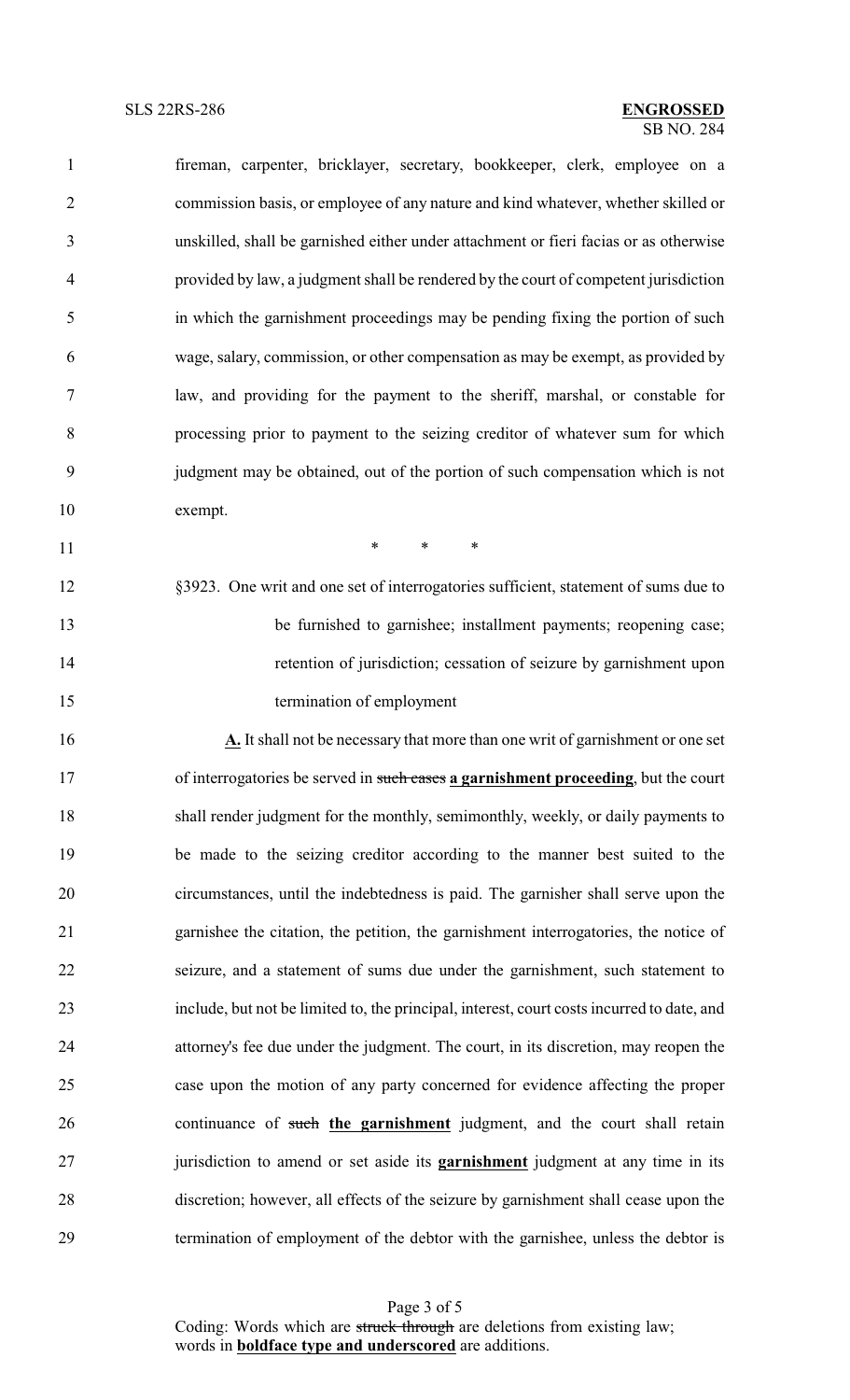fireman, carpenter, bricklayer, secretary, bookkeeper, clerk, employee on a commission basis, or employee of any nature and kind whatever, whether skilled or unskilled, shall be garnished either under attachment or fieri facias or as otherwise provided by law, a judgment shall be rendered by the court of competent jurisdiction in which the garnishment proceedings may be pending fixing the portion of such wage, salary, commission, or other compensation as may be exempt, as provided by law, and providing for the payment to the sheriff, marshal, or constable for processing prior to payment to the seizing creditor of whatever sum for which judgment may be obtained, out of the portion of such compensation which is not exempt.

\* \* \*

§3923. One writ and one set of interrogatories sufficient, statement of sums due to be furnished to garnishee; installment payments; reopening case; retention of jurisdiction; cessation of seizure by garnishment upon termination of employment

**A.** It shall not be necessary that more than one writ of garnishment or one set of interrogatories be served in ~~such cases~~ **a garnishment proceeding**, but the court shall render judgment for the monthly, semimonthly, weekly, or daily payments to be made to the seizing creditor according to the manner best suited to the circumstances, until the indebtedness is paid. The garnisher shall serve upon the garnishee the citation, the petition, the garnishment interrogatories, the notice of seizure, and a statement of sums due under the garnishment, such statement to include, but not be limited to, the principal, interest, court costs incurred to date, and attorney's fee due under the judgment. The court, in its discretion, may reopen the case upon the motion of any party concerned for evidence affecting the proper continuance of ~~such~~ **the garnishment** judgment, and the court shall retain jurisdiction to amend or set aside its **garnishment** judgment at any time in its discretion; however, all effects of the seizure by garnishment shall cease upon the termination of employment of the debtor with the garnishee, unless the debtor is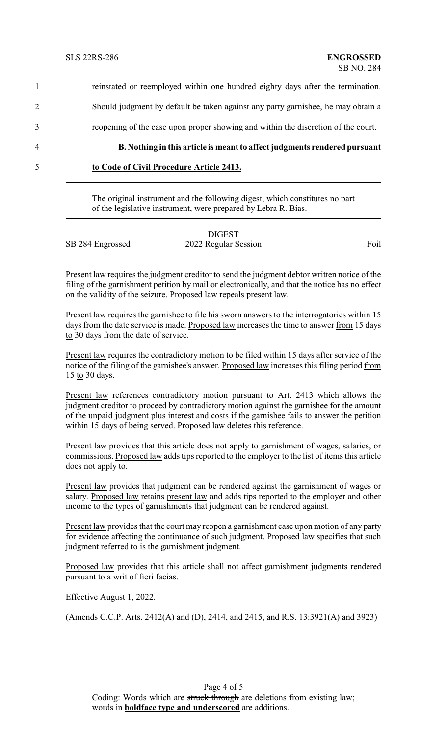reinstated or reemployed within one hundred eighty days after the termination. Should judgment by default be taken against any party garnishee, he may obtain a reopening of the case upon proper showing and within the discretion of the court.

**B. Nothing in this article is meant to affect judgments rendered pursuant to Code of Civil Procedure Article 2413.**

---

The original instrument and the following digest, which constitutes no part of the legislative instrument, were prepared by Lebra R. Bias.

---

DIGEST

SB 284 Engrossed — 2022 Regular Session — Foil

Present law requires the judgment creditor to send the judgment debtor written notice of the filing of the garnishment petition by mail or electronically, and that the notice has no effect on the validity of the seizure. Proposed law repeals present law.

Present law requires the garnishee to file his sworn answers to the interrogatories within 15 days from the date service is made. Proposed law increases the time to answer from 15 days to 30 days from the date of service.

Present law requires the contradictory motion to be filed within 15 days after service of the notice of the filing of the garnishee's answer. Proposed law increases this filing period from 15 to 30 days.

Present law references contradictory motion pursuant to Art. 2413 which allows the judgment creditor to proceed by contradictory motion against the garnishee for the amount of the unpaid judgment plus interest and costs if the garnishee fails to answer the petition within 15 days of being served. Proposed law deletes this reference.

Present law provides that this article does not apply to garnishment of wages, salaries, or commissions. Proposed law adds tips reported to the employer to the list of items this article does not apply to.

Present law provides that judgment can be rendered against the garnishment of wages or salary. Proposed law retains present law and adds tips reported to the employer and other income to the types of garnishments that judgment can be rendered against.

Present law provides that the court may reopen a garnishment case upon motion of any party for evidence affecting the continuance of such judgment. Proposed law specifies that such judgment referred to is the garnishment judgment.

Proposed law provides that this article shall not affect garnishment judgments rendered pursuant to a writ of fieri facias.

Effective August 1, 2022.

(Amends C.C.P. Arts. 2412(A) and (D), 2414, and 2415, and R.S. 13:3921(A) and 3923)

Coding: Words which are ~~struck through~~ are deletions from existing law; words in **boldface type and underscored** are additions.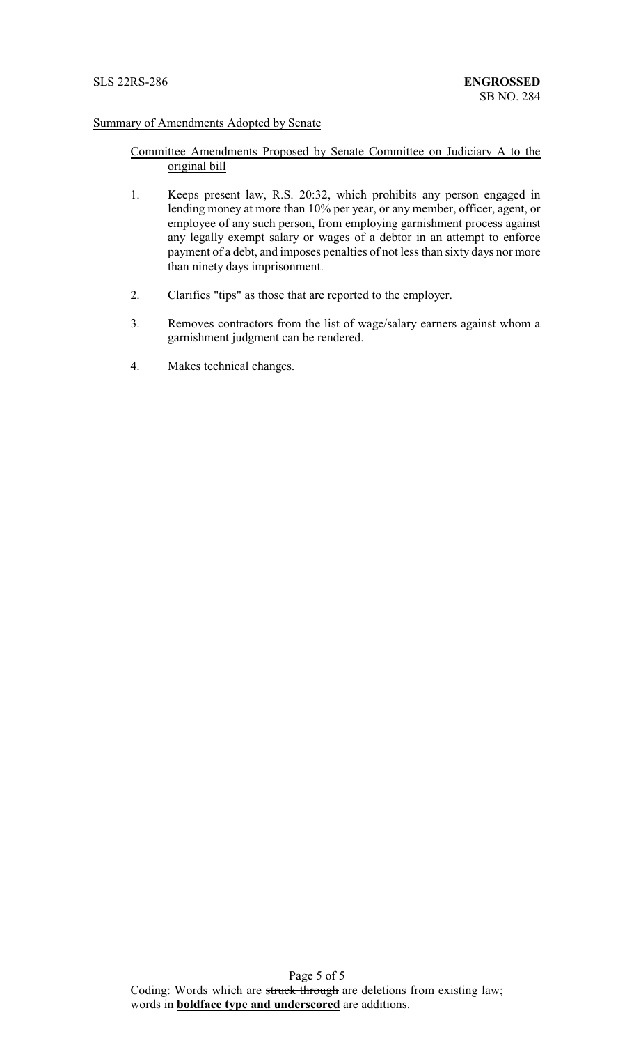SLS 22RS-286

**ENGROSSED**
SB NO. 284

Summary of Amendments Adopted by Senate

Committee Amendments Proposed by Senate Committee on Judiciary A to the original bill

1. Keeps present law, R.S. 20:32, which prohibits any person engaged in lending money at more than 10% per year, or any member, officer, agent, or employee of any such person, from employing garnishment process against any legally exempt salary or wages of a debtor in an attempt to enforce payment of a debt, and imposes penalties of not less than sixty days nor more than ninety days imprisonment.

2. Clarifies "tips" as those that are reported to the employer.

3. Removes contractors from the list of wage/salary earners against whom a garnishment judgment can be rendered.

4. Makes technical changes.

Coding: Words which are ~~struck through~~ are deletions from existing law; words in **boldface type and underscored** are additions.